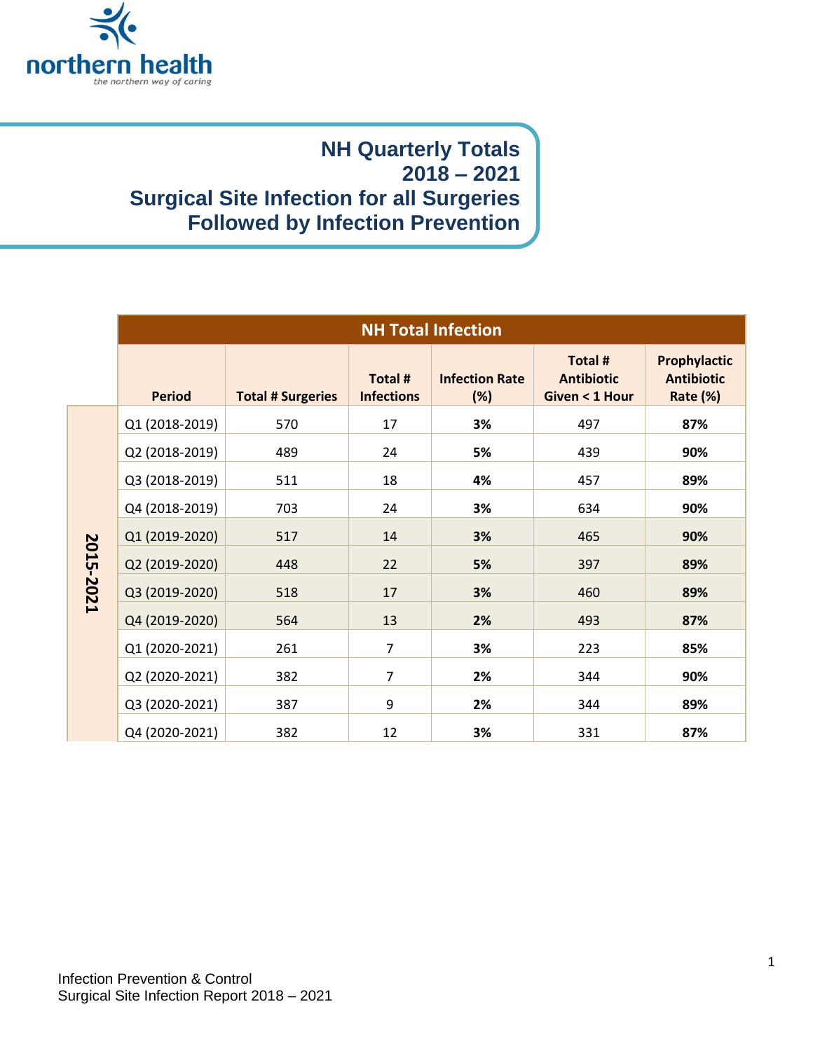northern health
*the northern way of caring*

# NH Quarterly Totals 2018 – 2021 Surgical Site Infection for all Surgeries Followed by Infection Prevention

| | NH Total Infection | | | | | |
|---|---|---|---|---|---|---|
| | **Period** | **Total # Surgeries** | **Total # Infections** | **Infection Rate (%)** | **Total # Antibiotic Given < 1 Hour** | **Prophylactic Antibiotic Rate (%)** |
| **2015-2021** | Q1 (2018-2019) | 570 | 17 | **3%** | 497 | **87%** |
| | Q2 (2018-2019) | 489 | 24 | **5%** | 439 | **90%** |
| | Q3 (2018-2019) | 511 | 18 | **4%** | 457 | **89%** |
| | Q4 (2018-2019) | 703 | 24 | **3%** | 634 | **90%** |
| | Q1 (2019-2020) | 517 | 14 | **3%** | 465 | **90%** |
| | Q2 (2019-2020) | 448 | 22 | **5%** | 397 | **89%** |
| | Q3 (2019-2020) | 518 | 17 | **3%** | 460 | **89%** |
| | Q4 (2019-2020) | 564 | 13 | **2%** | 493 | **87%** |
| | Q1 (2020-2021) | 261 | 7 | **3%** | 223 | **85%** |
| | Q2 (2020-2021) | 382 | 7 | **2%** | 344 | **90%** |
| | Q3 (2020-2021) | 387 | 9 | **2%** | 344 | **89%** |
| | Q4 (2020-2021) | 382 | 12 | **3%** | 331 | **87%** |

Infection Prevention & Control
Surgical Site Infection Report 2018 – 2021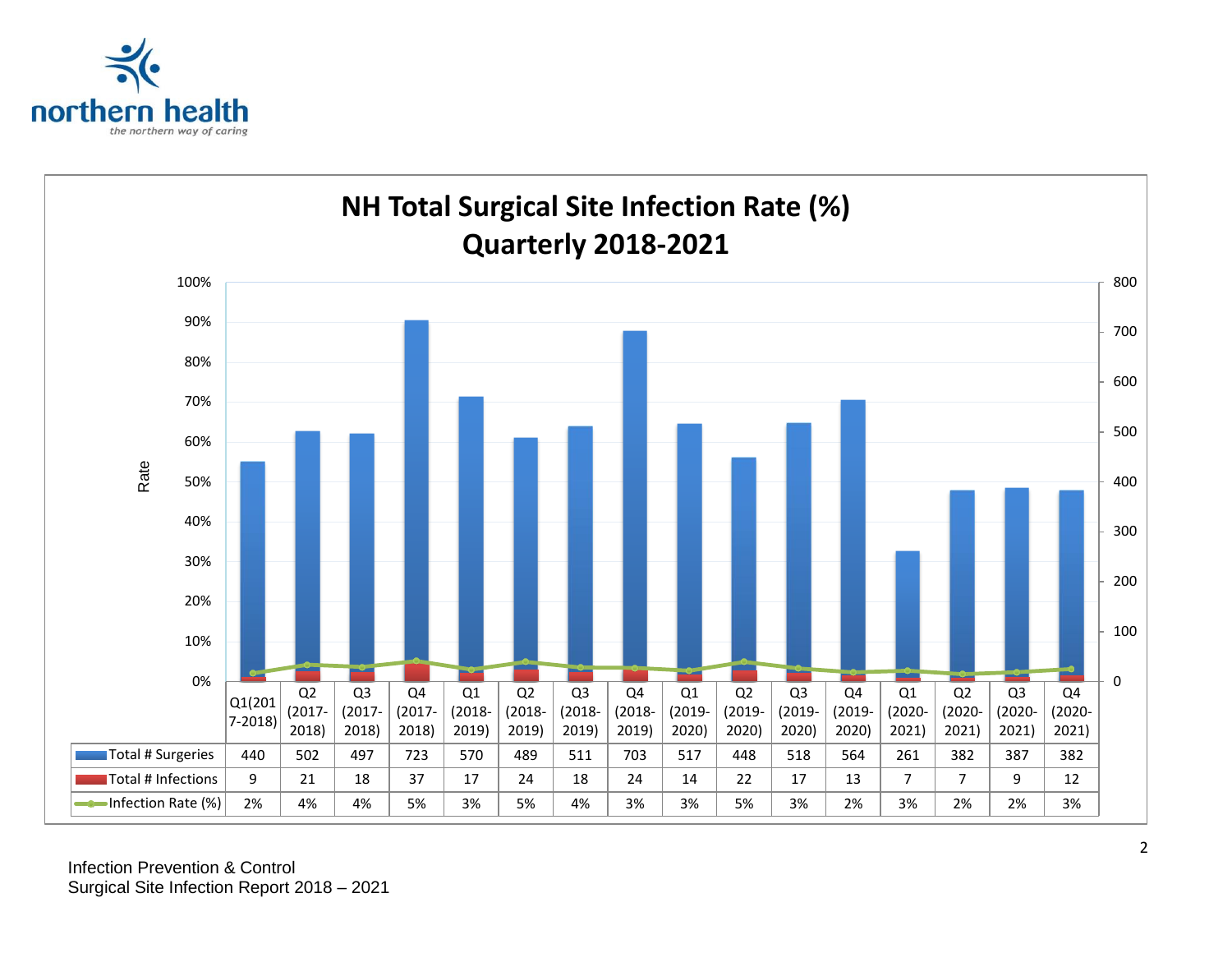# NH Total Surgical Site Infection Rate (%)
## Quarterly 2018-2021

| | Q1(2017-2018) | Q2 (2017-2018) | Q3 (2017-2018) | Q4 (2017-2018) | Q1 (2018-2019) | Q2 (2018-2019) | Q3 (2018-2019) | Q4 (2018-2019) | Q1 (2019-2020) | Q2 (2019-2020) | Q3 (2019-2020) | Q4 (2019-2020) | Q1 (2020-2021) | Q2 (2020-2021) | Q3 (2020-2021) | Q4 (2020-2021) |
|---|---|---|---|---|---|---|---|---|---|---|---|---|---|---|---|---|
| Total # Surgeries | 440 | 502 | 497 | 723 | 570 | 489 | 511 | 703 | 517 | 448 | 518 | 564 | 261 | 382 | 387 | 382 |
| Total # Infections | 9 | 21 | 18 | 37 | 17 | 24 | 18 | 24 | 14 | 22 | 17 | 13 | 7 | 7 | 9 | 12 |
| Infection Rate (%) | 2% | 4% | 4% | 5% | 3% | 5% | 4% | 3% | 3% | 5% | 3% | 2% | 3% | 2% | 2% | 3% |

Infection Prevention & Control
Surgical Site Infection Report 2018 – 2021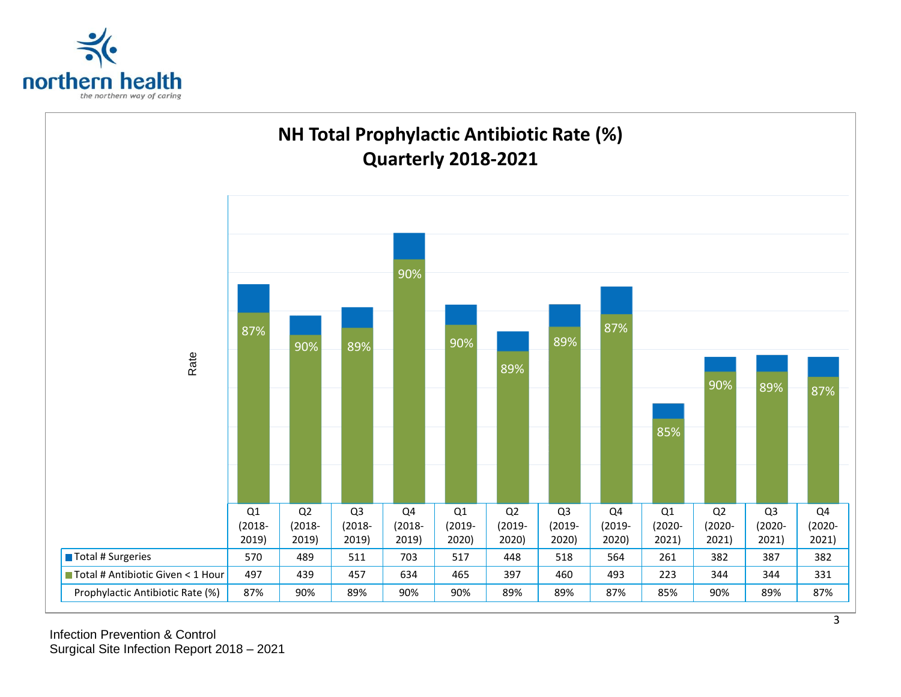## NH Total Prophylactic Antibiotic Rate (%)
## Quarterly 2018-2021

Rate

87% 90% 89% 90% 90% 89% 89% 87% 85% 90% 89% 87%

| | Q1 (2018-2019) | Q2 (2018-2019) | Q3 (2018-2019) | Q4 (2018-2019) | Q1 (2019-2020) | Q2 (2019-2020) | Q3 (2019-2020) | Q4 (2019-2020) | Q1 (2020-2021) | Q2 (2020-2021) | Q3 (2020-2021) | Q4 (2020-2021) |
|---|---|---|---|---|---|---|---|---|---|---|---|---|
| Total # Surgeries | 570 | 489 | 511 | 703 | 517 | 448 | 518 | 564 | 261 | 382 | 387 | 382 |
| Total # Antibiotic Given < 1 Hour | 497 | 439 | 457 | 634 | 465 | 397 | 460 | 493 | 223 | 344 | 344 | 331 |
| Prophylactic Antibiotic Rate (%) | 87% | 90% | 89% | 90% | 90% | 89% | 89% | 87% | 85% | 90% | 89% | 87% |